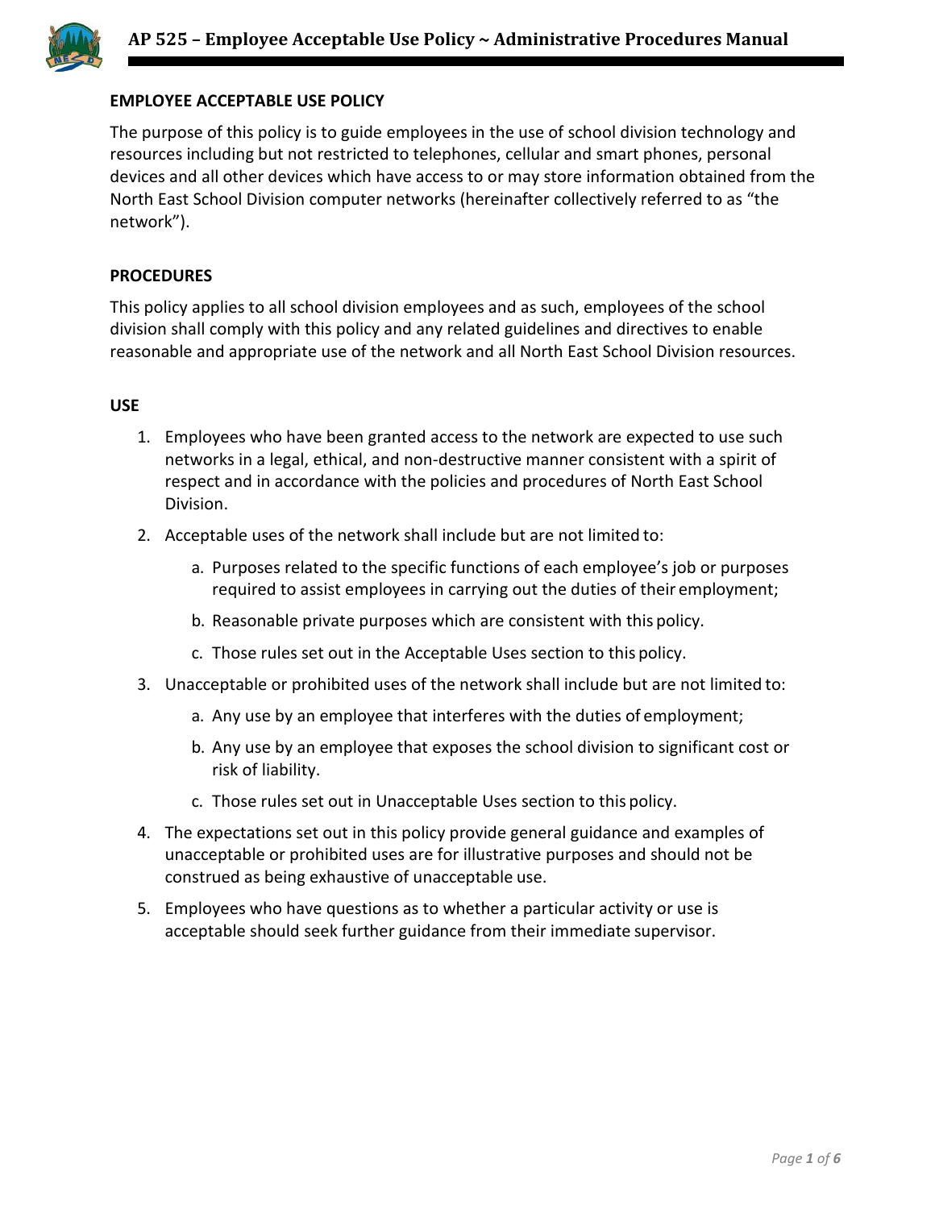## EMPLOYEE ACCEPTABLE USE POLICY

The purpose of this policy is to guide employees in the use of school division technology and resources including but not restricted to telephones, cellular and smart phones, personal devices and all other devices which have access to or may store information obtained from the North East School Division computer networks (hereinafter collectively referred to as "the network").

## PROCEDURES

This policy applies to all school division employees and as such, employees of the school division shall comply with this policy and any related guidelines and directives to enable reasonable and appropriate use of the network and all North East School Division resources.

## USE

1. Employees who have been granted access to the network are expected to use such networks in a legal, ethical, and non-destructive manner consistent with a spirit of respect and in accordance with the policies and procedures of North East School Division.
2. Acceptable uses of the network shall include but are not limited to:
    a. Purposes related to the specific functions of each employee's job or purposes required to assist employees in carrying out the duties of their employment;
    b. Reasonable private purposes which are consistent with this policy.
    c. Those rules set out in the Acceptable Uses section to this policy.
3. Unacceptable or prohibited uses of the network shall include but are not limited to:
    a. Any use by an employee that interferes with the duties of employment;
    b. Any use by an employee that exposes the school division to significant cost or risk of liability.
    c. Those rules set out in Unacceptable Uses section to this policy.
4. The expectations set out in this policy provide general guidance and examples of unacceptable or prohibited uses are for illustrative purposes and should not be construed as being exhaustive of unacceptable use.
5. Employees who have questions as to whether a particular activity or use is acceptable should seek further guidance from their immediate supervisor.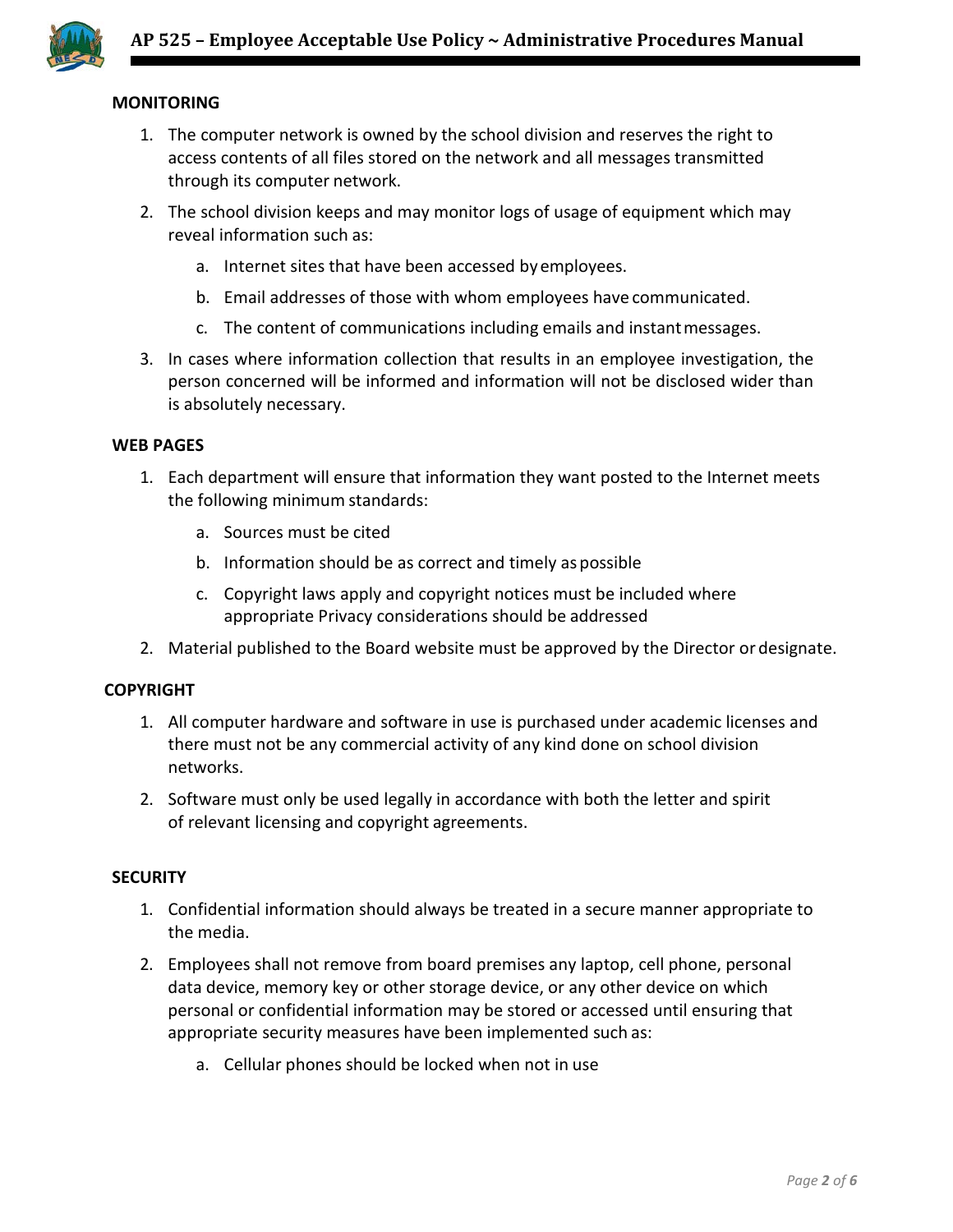## MONITORING

1. The computer network is owned by the school division and reserves the right to access contents of all files stored on the network and all messages transmitted through its computer network.
2. The school division keeps and may monitor logs of usage of equipment which may reveal information such as:
   a. Internet sites that have been accessed by employees.
   b. Email addresses of those with whom employees have communicated.
   c. The content of communications including emails and instant messages.
3. In cases where information collection that results in an employee investigation, the person concerned will be informed and information will not be disclosed wider than is absolutely necessary.

## WEB PAGES

1. Each department will ensure that information they want posted to the Internet meets the following minimum standards:
   a. Sources must be cited
   b. Information should be as correct and timely as possible
   c. Copyright laws apply and copyright notices must be included where appropriate Privacy considerations should be addressed
2. Material published to the Board website must be approved by the Director or designate.

## COPYRIGHT

1. All computer hardware and software in use is purchased under academic licenses and there must not be any commercial activity of any kind done on school division networks.
2. Software must only be used legally in accordance with both the letter and spirit of relevant licensing and copyright agreements.

## SECURITY

1. Confidential information should always be treated in a secure manner appropriate to the media.
2. Employees shall not remove from board premises any laptop, cell phone, personal data device, memory key or other storage device, or any other device on which personal or confidential information may be stored or accessed until ensuring that appropriate security measures have been implemented such as:
   a. Cellular phones should be locked when not in use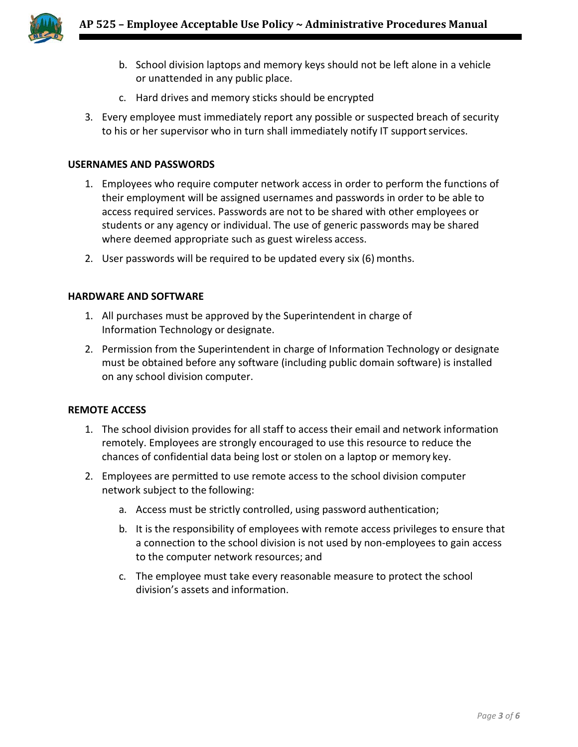b. School division laptops and memory keys should not be left alone in a vehicle or unattended in any public place.

   c. Hard drives and memory sticks should be encrypted

3. Every employee must immediately report any possible or suspected breach of security to his or her supervisor who in turn shall immediately notify IT support services.

**USERNAMES AND PASSWORDS**

1. Employees who require computer network access in order to perform the functions of their employment will be assigned usernames and passwords in order to be able to access required services. Passwords are not to be shared with other employees or students or any agency or individual. The use of generic passwords may be shared where deemed appropriate such as guest wireless access.

2. User passwords will be required to be updated every six (6) months.

**HARDWARE AND SOFTWARE**

1. All purchases must be approved by the Superintendent in charge of Information Technology or designate.

2. Permission from the Superintendent in charge of Information Technology or designate must be obtained before any software (including public domain software) is installed on any school division computer.

**REMOTE ACCESS**

1. The school division provides for all staff to access their email and network information remotely. Employees are strongly encouraged to use this resource to reduce the chances of confidential data being lost or stolen on a laptop or memory key.

2. Employees are permitted to use remote access to the school division computer network subject to the following:

   a. Access must be strictly controlled, using password authentication;

   b. It is the responsibility of employees with remote access privileges to ensure that a connection to the school division is not used by non-employees to gain access to the computer network resources; and

   c. The employee must take every reasonable measure to protect the school division's assets and information.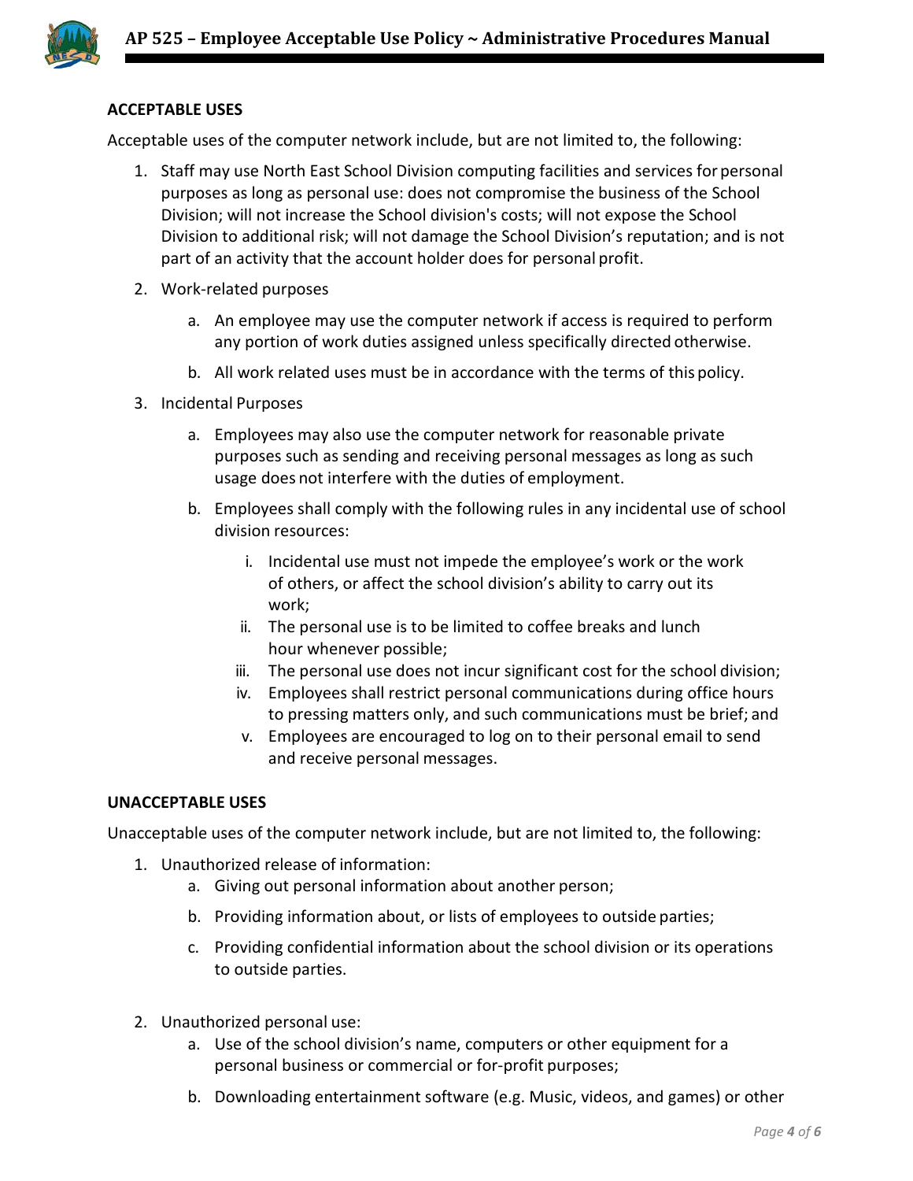**ACCEPTABLE USES**

Acceptable uses of the computer network include, but are not limited to, the following:

1. Staff may use North East School Division computing facilities and services for personal purposes as long as personal use: does not compromise the business of the School Division; will not increase the School division's costs; will not expose the School Division to additional risk; will not damage the School Division's reputation; and is not part of an activity that the account holder does for personal profit.
2. Work-related purposes
   a. An employee may use the computer network if access is required to perform any portion of work duties assigned unless specifically directed otherwise.
   b. All work related uses must be in accordance with the terms of this policy.
3. Incidental Purposes
   a. Employees may also use the computer network for reasonable private purposes such as sending and receiving personal messages as long as such usage does not interfere with the duties of employment.
   b. Employees shall comply with the following rules in any incidental use of school division resources:
      i. Incidental use must not impede the employee's work or the work of others, or affect the school division's ability to carry out its work;
      ii. The personal use is to be limited to coffee breaks and lunch hour whenever possible;
      iii. The personal use does not incur significant cost for the school division;
      iv. Employees shall restrict personal communications during office hours to pressing matters only, and such communications must be brief; and
      v. Employees are encouraged to log on to their personal email to send and receive personal messages.

**UNACCEPTABLE USES**

Unacceptable uses of the computer network include, but are not limited to, the following:

1. Unauthorized release of information:
   a. Giving out personal information about another person;
   b. Providing information about, or lists of employees to outside parties;
   c. Providing confidential information about the school division or its operations to outside parties.
2. Unauthorized personal use:
   a. Use of the school division's name, computers or other equipment for a personal business or commercial or for-profit purposes;
   b. Downloading entertainment software (e.g. Music, videos, and games) or other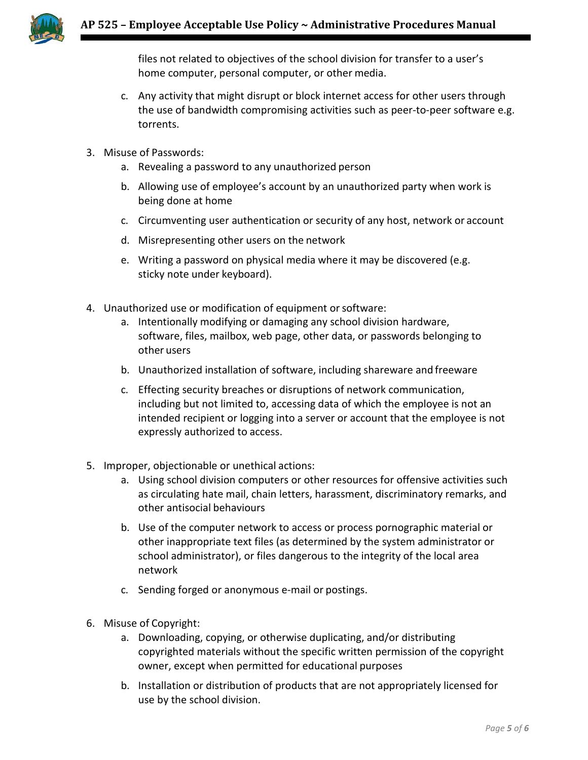files not related to objectives of the school division for transfer to a user's home computer, personal computer, or other media.

   c. Any activity that might disrupt or block internet access for other users through the use of bandwidth compromising activities such as peer-to-peer software e.g. torrents.

3. Misuse of Passwords:
   a. Revealing a password to any unauthorized person
   b. Allowing use of employee's account by an unauthorized party when work is being done at home
   c. Circumventing user authentication or security of any host, network or account
   d. Misrepresenting other users on the network
   e. Writing a password on physical media where it may be discovered (e.g. sticky note under keyboard).

4. Unauthorized use or modification of equipment or software:
   a. Intentionally modifying or damaging any school division hardware, software, files, mailbox, web page, other data, or passwords belonging to other users
   b. Unauthorized installation of software, including shareware and freeware
   c. Effecting security breaches or disruptions of network communication, including but not limited to, accessing data of which the employee is not an intended recipient or logging into a server or account that the employee is not expressly authorized to access.

5. Improper, objectionable or unethical actions:
   a. Using school division computers or other resources for offensive activities such as circulating hate mail, chain letters, harassment, discriminatory remarks, and other antisocial behaviours
   b. Use of the computer network to access or process pornographic material or other inappropriate text files (as determined by the system administrator or school administrator), or files dangerous to the integrity of the local area network
   c. Sending forged or anonymous e-mail or postings.

6. Misuse of Copyright:
   a. Downloading, copying, or otherwise duplicating, and/or distributing copyrighted materials without the specific written permission of the copyright owner, except when permitted for educational purposes
   b. Installation or distribution of products that are not appropriately licensed for use by the school division.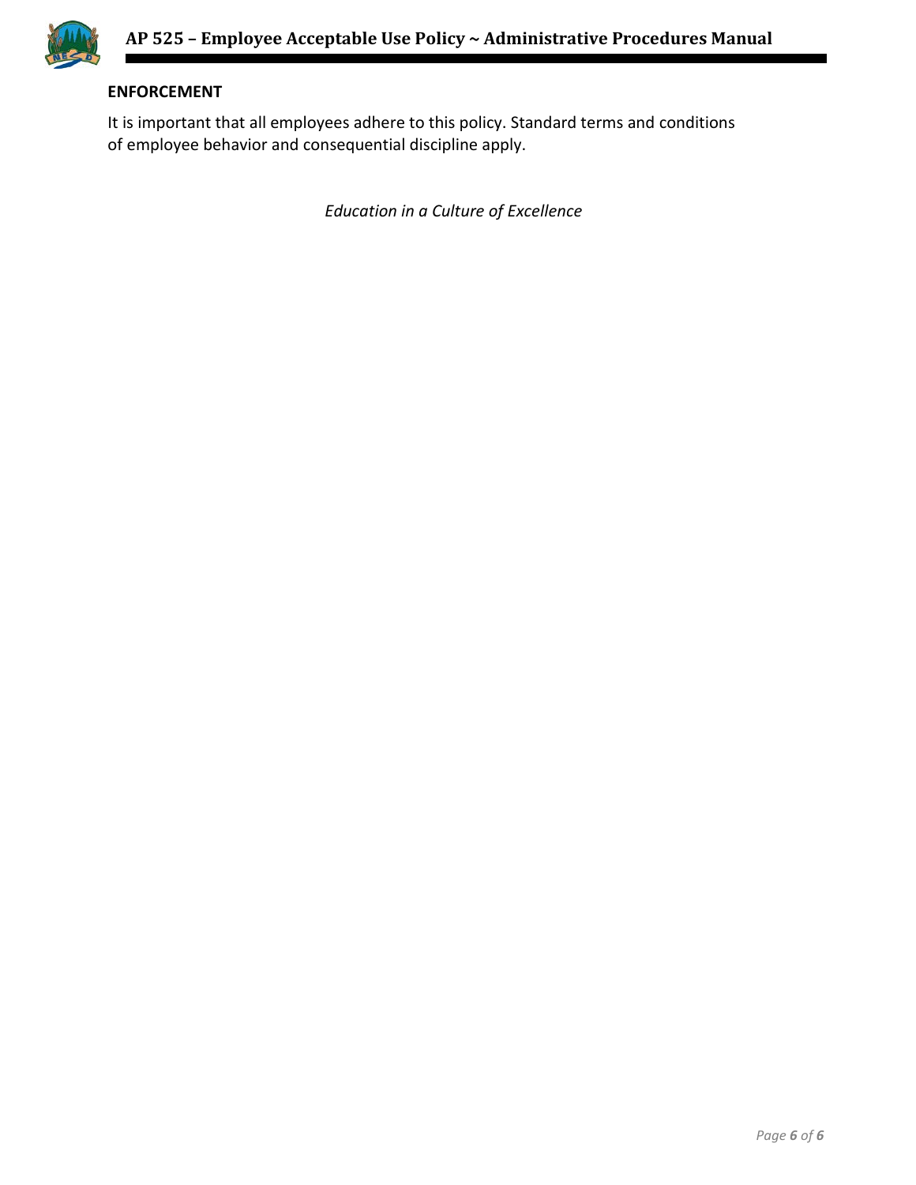## ENFORCEMENT

It is important that all employees adhere to this policy. Standard terms and conditions of employee behavior and consequential discipline apply.

*Education in a Culture of Excellence*